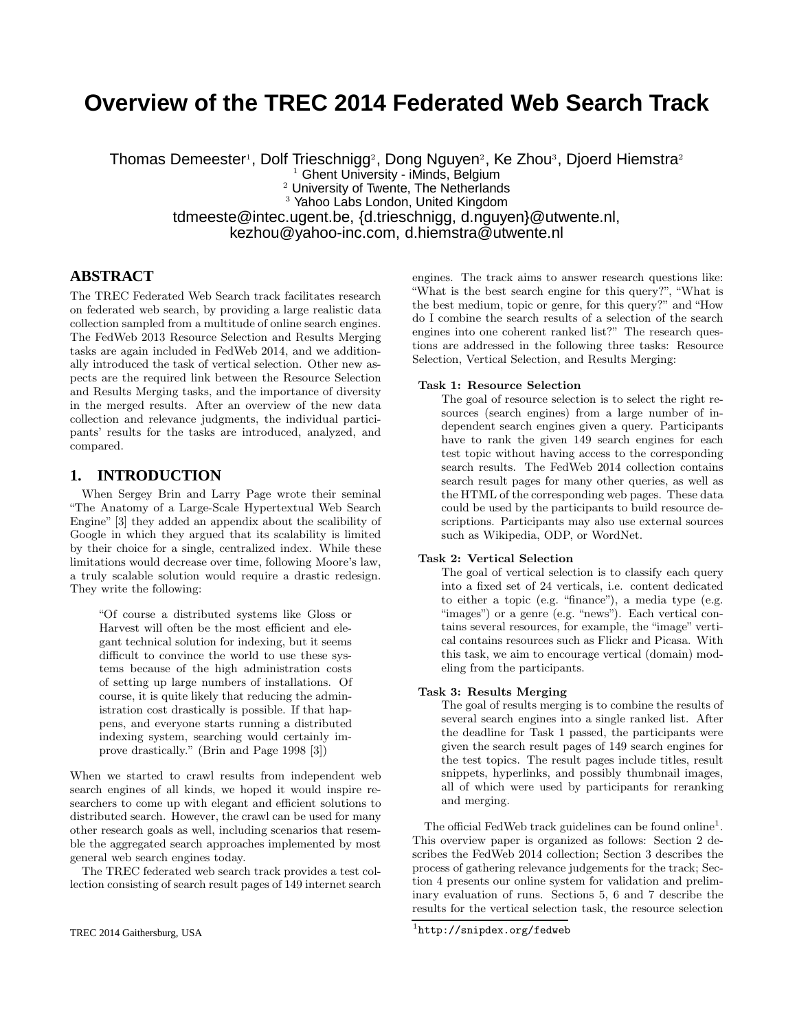# Overview of the TREC 2014 Federated Web Search Track

Thomas Demeester[1], Dolf Trieschnigg[2], Dong Nguyen[2], Ke Zhou[3], Djoerd Hiemstra[2]
[1] Ghent University - iMinds, Belgium
[2] University of Twente, The Netherlands
[3] Yahoo Labs London, United Kingdom
tdmeeste@intec.ugent.be, {d.trieschnigg, d.nguyen}@utwente.nl,
kezhou@yahoo-inc.com, d.hiemstra@utwente.nl

## ABSTRACT

The TREC Federated Web Search track facilitates research on federated web search, by providing a large realistic data collection sampled from a multitude of online search engines. The FedWeb 2013 Resource Selection and Results Merging tasks are again included in FedWeb 2014, and we additionally introduced the task of vertical selection. Other new aspects are the required link between the Resource Selection and Results Merging tasks, and the importance of diversity in the merged results. After an overview of the new data collection and relevance judgments, the individual participants' results for the tasks are introduced, analyzed, and compared.

## 1. INTRODUCTION

When Sergey Brin and Larry Page wrote their seminal "The Anatomy of a Large-Scale Hypertextual Web Search Engine" [3] they added an appendix about the scalibility of Google in which they argued that its scalability is limited by their choice for a single, centralized index. While these limitations would decrease over time, following Moore's law, a truly scalable solution would require a drastic redesign. They write the following:

> "Of course a distributed systems like Gloss or Harvest will often be the most efficient and elegant technical solution for indexing, but it seems difficult to convince the world to use these systems because of the high administration costs of setting up large numbers of installations. Of course, it is quite likely that reducing the administration cost drastically is possible. If that happens, and everyone starts running a distributed indexing system, searching would certainly improve drastically." (Brin and Page 1998 [3])

When we started to crawl results from independent web search engines of all kinds, we hoped it would inspire researchers to come up with elegant and efficient solutions to distributed search. However, the crawl can be used for many other research goals as well, including scenarios that resemble the aggregated search approaches implemented by most general web search engines today.

The TREC federated web search track provides a test collection consisting of search result pages of 149 internet search engines. The track aims to answer research questions like: "What is the best search engine for this query?", "What is the best medium, topic or genre, for this query?" and "How do I combine the search results of a selection of the search engines into one coherent ranked list?" The research questions are addressed in the following three tasks: Resource Selection, Vertical Selection, and Results Merging:

**Task 1: Resource Selection**
The goal of resource selection is to select the right resources (search engines) from a large number of independent search engines given a query. Participants have to rank the given 149 search engines for each test topic without having access to the corresponding search results. The FedWeb 2014 collection contains search result pages for many other queries, as well as the HTML of the corresponding web pages. These data could be used by the participants to build resource descriptions. Participants may also use external sources such as Wikipedia, ODP, or WordNet.

**Task 2: Vertical Selection**
The goal of vertical selection is to classify each query into a fixed set of 24 verticals, i.e. content dedicated to either a topic (e.g. "finance"), a media type (e.g. "images") or a genre (e.g. "news"). Each vertical contains several resources, for example, the "image" vertical contains resources such as Flickr and Picasa. With this task, we aim to encourage vertical (domain) modeling from the participants.

**Task 3: Results Merging**
The goal of results merging is to combine the results of several search engines into a single ranked list. After the deadline for Task 1 passed, the participants were given the search result pages of 149 search engines for the test topics. The result pages include titles, result snippets, hyperlinks, and possibly thumbnail images, all of which were used by participants for reranking and merging.

The official FedWeb track guidelines can be found online[1]. This overview paper is organized as follows: Section 2 describes the FedWeb 2014 collection; Section 3 describes the process of gathering relevance judgements for the track; Section 4 presents our online system for validation and preliminary evaluation of runs. Sections 5, 6 and 7 describe the results for the vertical selection task, the resource selection

[1] http://snipdex.org/fedweb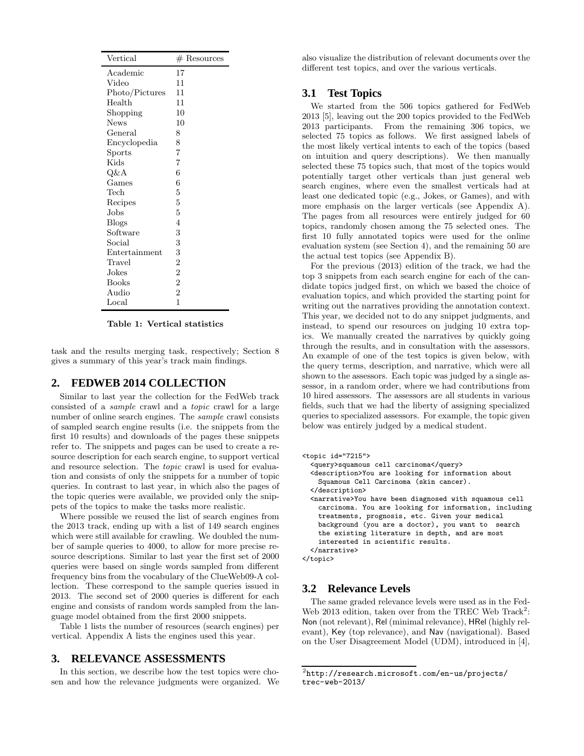| Vertical | # Resources |
|---|---|
| Academic | 17 |
| Video | 11 |
| Photo/Pictures | 11 |
| Health | 11 |
| Shopping | 10 |
| News | 10 |
| General | 8 |
| Encyclopedia | 8 |
| Sports | 7 |
| Kids | 7 |
| Q&A | 6 |
| Games | 6 |
| Tech | 5 |
| Recipes | 5 |
| Jobs | 5 |
| Blogs | 4 |
| Software | 3 |
| Social | 3 |
| Entertainment | 3 |
| Travel | 2 |
| Jokes | 2 |
| Books | 2 |
| Audio | 2 |
| Local | 1 |

**Table 1: Vertical statistics**

task and the results merging task, respectively; Section 8 gives a summary of this year's track main findings.

## 2. FEDWEB 2014 COLLECTION

Similar to last year the collection for the FedWeb track consisted of a *sample* crawl and a *topic* crawl for a large number of online search engines. The *sample* crawl consists of sampled search engine results (i.e. the snippets from the first 10 results) and downloads of the pages these snippets refer to. The snippets and pages can be used to create a resource description for each search engine, to support vertical and resource selection. The *topic* crawl is used for evaluation and consists of only the snippets for a number of topic queries. In contrast to last year, in which also the pages of the topic queries were available, we provided only the snippets of the topics to make the tasks more realistic.

Where possible we reused the list of search engines from the 2013 track, ending up with a list of 149 search engines which were still available for crawling. We doubled the number of sample queries to 4000, to allow for more precise resource descriptions. Similar to last year the first set of 2000 queries were based on single words sampled from different frequency bins from the vocabulary of the ClueWeb09-A collection. These correspond to the sample queries issued in 2013. The second set of 2000 queries is different for each engine and consists of random words sampled from the language model obtained from the first 2000 snippets.

Table 1 lists the number of resources (search engines) per vertical. Appendix A lists the engines used this year.

## 3. RELEVANCE ASSESSMENTS

In this section, we describe how the test topics were chosen and how the relevance judgments were organized. We also visualize the distribution of relevant documents over the different test topics, and over the various verticals.

### 3.1 Test Topics

We started from the 506 topics gathered for FedWeb 2013 [5], leaving out the 200 topics provided to the FedWeb 2013 participants. From the remaining 306 topics, we selected 75 topics as follows. We first assigned labels of the most likely vertical intents to each of the topics (based on intuition and query descriptions). We then manually selected these 75 topics such, that most of the topics would potentially target other verticals than just general web search engines, where even the smallest verticals had at least one dedicated topic (e.g., Jokes, or Games), and with more emphasis on the larger verticals (see Appendix A). The pages from all resources were entirely judged for 60 topics, randomly chosen among the 75 selected ones. The first 10 fully annotated topics were used for the online evaluation system (see Section 4), and the remaining 50 are the actual test topics (see Appendix B).

For the previous (2013) edition of the track, we had the top 3 snippets from each search engine for each of the candidate topics judged first, on which we based the choice of evaluation topics, and which provided the starting point for writing out the narratives providing the annotation context. This year, we decided not to do any snippet judgments, and instead, to spend our resources on judging 10 extra topics. We manually created the narratives by quickly going through the results, and in consultation with the assessors. An example of one of the test topics is given below, with the query terms, description, and narrative, which were all shown to the assessors. Each topic was judged by a single assessor, in a random order, where we had contributions from 10 hired assessors. The assessors are all students in various fields, such that we had the liberty of assigning specialized queries to specialized assessors. For example, the topic given below was entirely judged by a medical student.

```
<topic id="7215">
  <query>squamous cell carcinoma</query>
  <description>You are looking for information about
    Squamous Cell Carcinoma (skin cancer).
  </description>
  <narrative>You have been diagnosed with squamous cell
    carcinoma. You are looking for information, including
    treatments, prognosis, etc. Given your medical
    background (you are a doctor), you want to  search
    the existing literature in depth, and are most
    interested in scientific results.
  </narrative>
</topic>
```

### 3.2 Relevance Levels

The same graded relevance levels were used as in the FedWeb 2013 edition, taken over from the TREC Web Track[2]: Non (not relevant), Rel (minimal relevance), HRel (highly relevant), Key (top relevance), and Nav (navigational). Based on the User Disagreement Model (UDM), introduced in [4],

[2] http://research.microsoft.com/en-us/projects/trec-web-2013/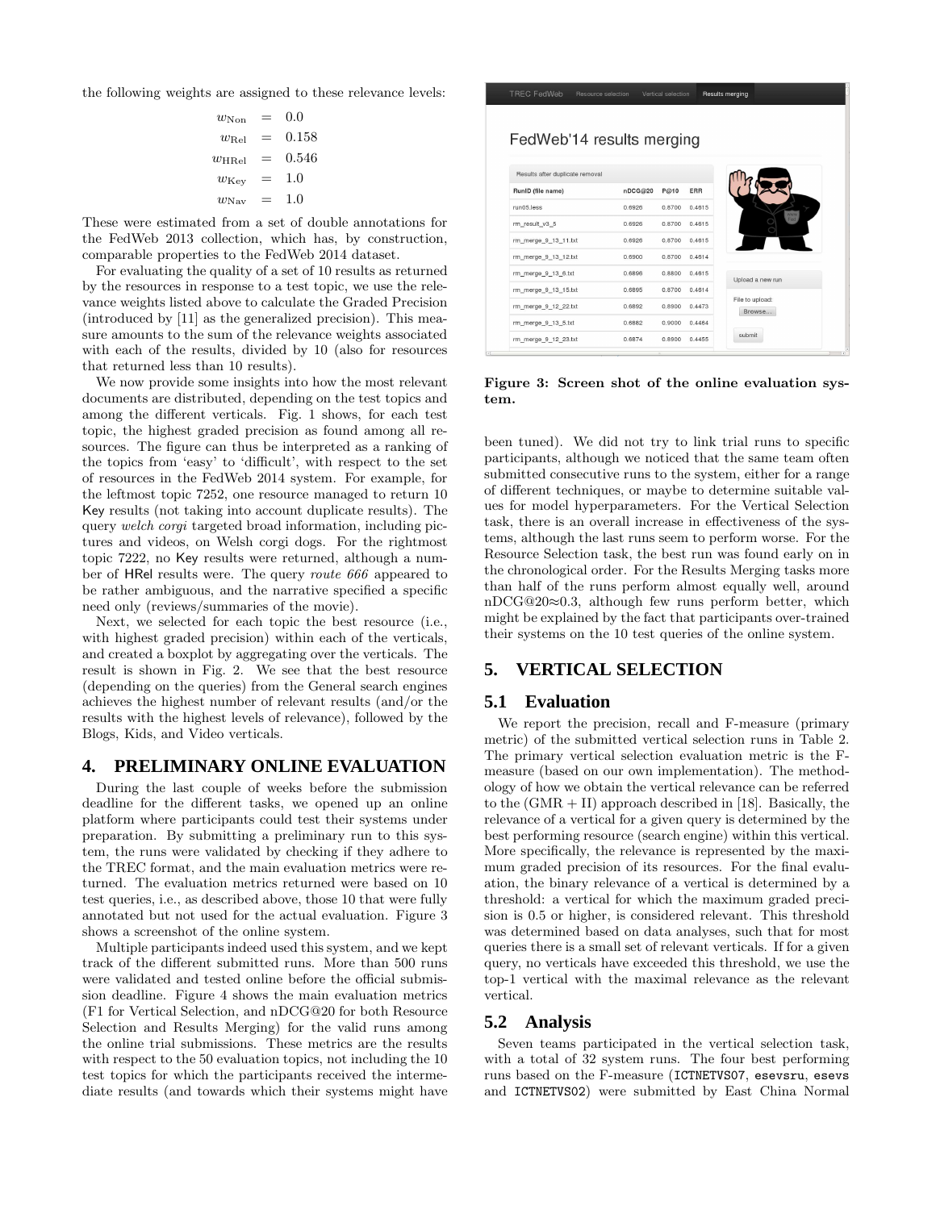the following weights are assigned to these relevance levels:

$$
\begin{aligned}
w_{\text{Non}} &= 0.0 \\
w_{\text{Rel}} &= 0.158 \\
w_{\text{HRel}} &= 0.546 \\
w_{\text{Key}} &= 1.0 \\
w_{\text{Nav}} &= 1.0
\end{aligned}
$$

These were estimated from a set of double annotations for the FedWeb 2013 collection, which has, by construction, comparable properties to the FedWeb 2014 dataset.

For evaluating the quality of a set of 10 results as returned by the resources in response to a test topic, we use the relevance weights listed above to calculate the Graded Precision (introduced by [11] as the generalized precision). This measure amounts to the sum of the relevance weights associated with each of the results, divided by 10 (also for resources that returned less than 10 results).

We now provide some insights into how the most relevant documents are distributed, depending on the test topics and among the different verticals. Fig. 1 shows, for each test topic, the highest graded precision as found among all resources. The figure can thus be interpreted as a ranking of the topics from 'easy' to 'difficult', with respect to the set of resources in the FedWeb 2014 system. For example, for the leftmost topic 7252, one resource managed to return 10 Key results (not taking into account duplicate results). The query *welch corgi* targeted broad information, including pictures and videos, on Welsh corgi dogs. For the rightmost topic 7222, no Key results were returned, although a number of HRel results were. The query *route 666* appeared to be rather ambiguous, and the narrative specified a specific need only (reviews/summaries of the movie).

Next, we selected for each topic the best resource (i.e., with highest graded precision) within each of the verticals, and created a boxplot by aggregating over the verticals. The result is shown in Fig. 2. We see that the best resource (depending on the queries) from the General search engines achieves the highest number of relevant results (and/or the results with the highest levels of relevance), followed by the Blogs, Kids, and Video verticals.

## 4. PRELIMINARY ONLINE EVALUATION

During the last couple of weeks before the submission deadline for the different tasks, we opened up an online platform where participants could test their systems under preparation. By submitting a preliminary run to this system, the runs were validated by checking if they adhere to the TREC format, and the main evaluation metrics were returned. The evaluation metrics returned were based on 10 test queries, i.e., as described above, those 10 that were fully annotated but not used for the actual evaluation. Figure 3 shows a screenshot of the online system.

Multiple participants indeed used this system, and we kept track of the different submitted runs. More than 500 runs were validated and tested online before the official submission deadline. Figure 4 shows the main evaluation metrics (F1 for Vertical Selection, and nDCG@20 for both Resource Selection and Results Merging) for the valid runs among the online trial submissions. These metrics are the results with respect to the 50 evaluation topics, not including the 10 test topics for which the participants received the intermediate results (and towards which their systems might have been tuned). We did not try to link trial runs to specific participants, although we noticed that the same team often submitted consecutive runs to the system, either for a range of different techniques, or maybe to determine suitable values for model hyperparameters. For the Vertical Selection task, there is an overall increase in effectiveness of the systems, although the last runs seem to perform worse. For the Resource Selection task, the best run was found early on in the chronological order. For the Results Merging tasks more than half of the runs perform almost equally well, around nDCG@20≈0.3, although few runs perform better, which might be explained by the fact that participants over-trained their systems on the 10 test queries of the online system.

**Figure 3: Screen shot of the online evaluation system.**

## 5. VERTICAL SELECTION

### 5.1 Evaluation

We report the precision, recall and F-measure (primary metric) of the submitted vertical selection runs in Table 2. The primary vertical selection evaluation metric is the F-measure (based on our own implementation). The methodology of how we obtain the vertical relevance can be referred to the (GMR + II) approach described in [18]. Basically, the relevance of a vertical for a given query is determined by the best performing resource (search engine) within this vertical. More specifically, the relevance is represented by the maximum graded precision of its resources. For the final evaluation, the binary relevance of a vertical is determined by a threshold: a vertical for which the maximum graded precision is 0.5 or higher, is considered relevant. This threshold was determined based on data analyses, such that for most queries there is a small set of relevant verticals. If for a given query, no verticals have exceeded this threshold, we use the top-1 vertical with the maximal relevance as the relevant vertical.

### 5.2 Analysis

Seven teams participated in the vertical selection task, with a total of 32 system runs. The four best performing runs based on the F-measure (ICTNETVS07, esevsru, esevs and ICTNETVS02) were submitted by East China Normal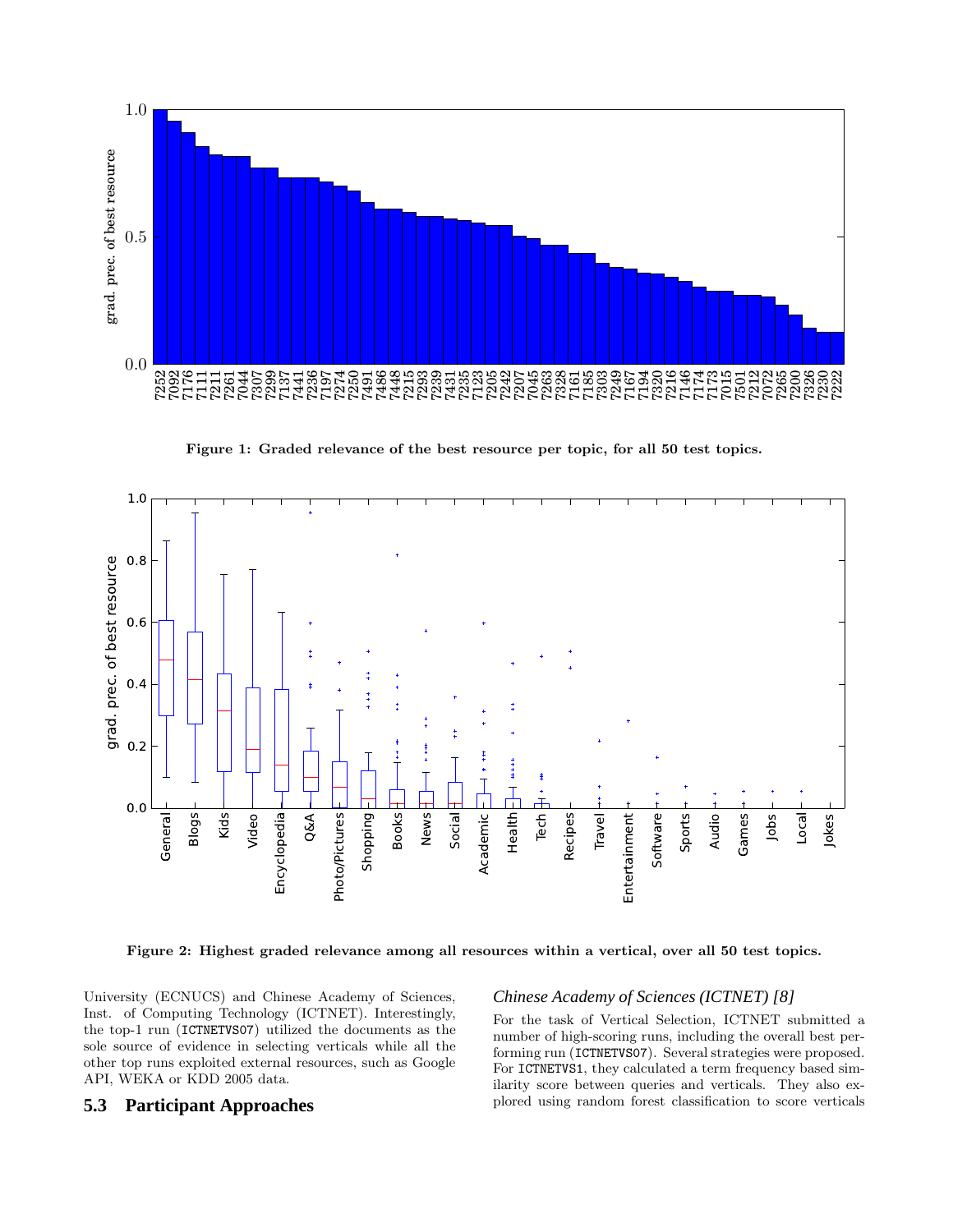Figure 1: Graded relevance of the best resource per topic, for all 50 test topics.

Figure 2: Highest graded relevance among all resources within a vertical, over all 50 test topics.

University (ECNUCS) and Chinese Academy of Sciences, Inst. of Computing Technology (ICTNET). Interestingly, the top-1 run (ICTNETVS07) utilized the documents as the sole source of evidence in selecting verticals while all the other top runs exploited external resources, such as Google API, WEKA or KDD 2005 data.

## 5.3 Participant Approaches

### *Chinese Academy of Sciences (ICTNET) [8]*

For the task of Vertical Selection, ICTNET submitted a number of high-scoring runs, including the overall best performing run (ICTNETVS07). Several strategies were proposed. For ICTNETVS1, they calculated a term frequency based similarity score between queries and verticals. They also explored using random forest classification to score verticals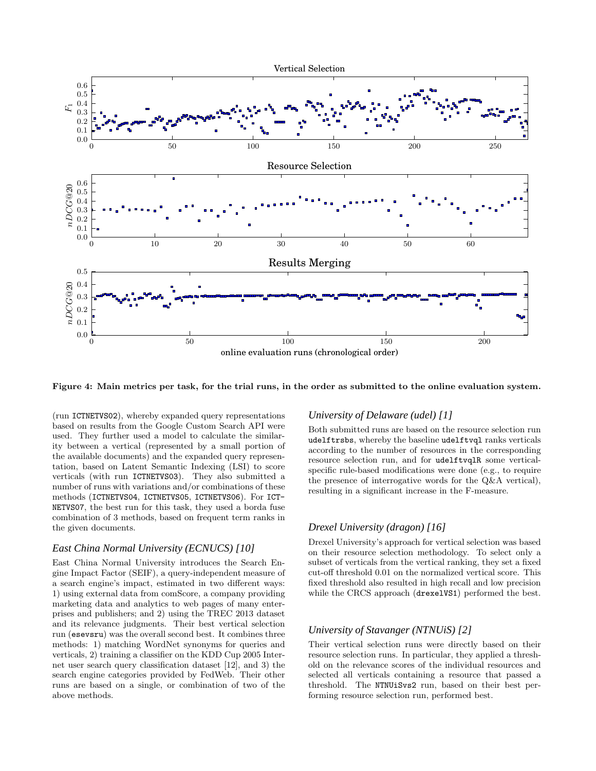Figure 4: Main metrics per task, for the trial runs, in the order as submitted to the online evaluation system.

(run ICTNETVS02), whereby expanded query representations based on results from the Google Custom Search API were used. They further used a model to calculate the similarity between a vertical (represented by a small portion of the available documents) and the expanded query representation, based on Latent Semantic Indexing (LSI) to score verticals (with run ICTNETVS03). They also submitted a number of runs with variations and/or combinations of these methods (ICTNETVS04, ICTNETVS05, ICTNETVS06). For ICTNETVS07, the best run for this task, they used a borda fuse combination of 3 methods, based on frequent term ranks in the given documents.

### East China Normal University (ECNUCS) [10]

East China Normal University introduces the Search Engine Impact Factor (SEIF), a query-independent measure of a search engine's impact, estimated in two different ways: 1) using external data from comScore, a company providing marketing data and analytics to web pages of many enterprises and publishers; and 2) using the TREC 2013 dataset and its relevance judgments. Their best vertical selection run (esevsru) was the overall second best. It combines three methods: 1) matching WordNet synonyms for queries and verticals, 2) training a classifier on the KDD Cup 2005 Internet user search query classification dataset [12], and 3) the search engine categories provided by FedWeb. Their other runs are based on a single, or combination of two of the above methods.

### University of Delaware (udel) [1]

Both submitted runs are based on the resource selection run udelftrsbs, whereby the baseline udelftvql ranks verticals according to the number of resources in the corresponding resource selection run, and for udelftvqlR some vertical-specific rule-based modifications were done (e.g., to require the presence of interrogative words for the Q&A vertical), resulting in a significant increase in the F-measure.

### Drexel University (dragon) [16]

Drexel University's approach for vertical selection was based on their resource selection methodology. To select only a subset of verticals from the vertical ranking, they set a fixed cut-off threshold 0.01 on the normalized vertical score. This fixed threshold also resulted in high recall and low precision while the CRCS approach (drexelVS1) performed the best.

### University of Stavanger (NTNUiS) [2]

Their vertical selection runs were directly based on their resource selection runs. In particular, they applied a threshold on the relevance scores of the individual resources and selected all verticals containing a resource that passed a threshold. The NTNUiSvs2 run, based on their best performing resource selection run, performed best.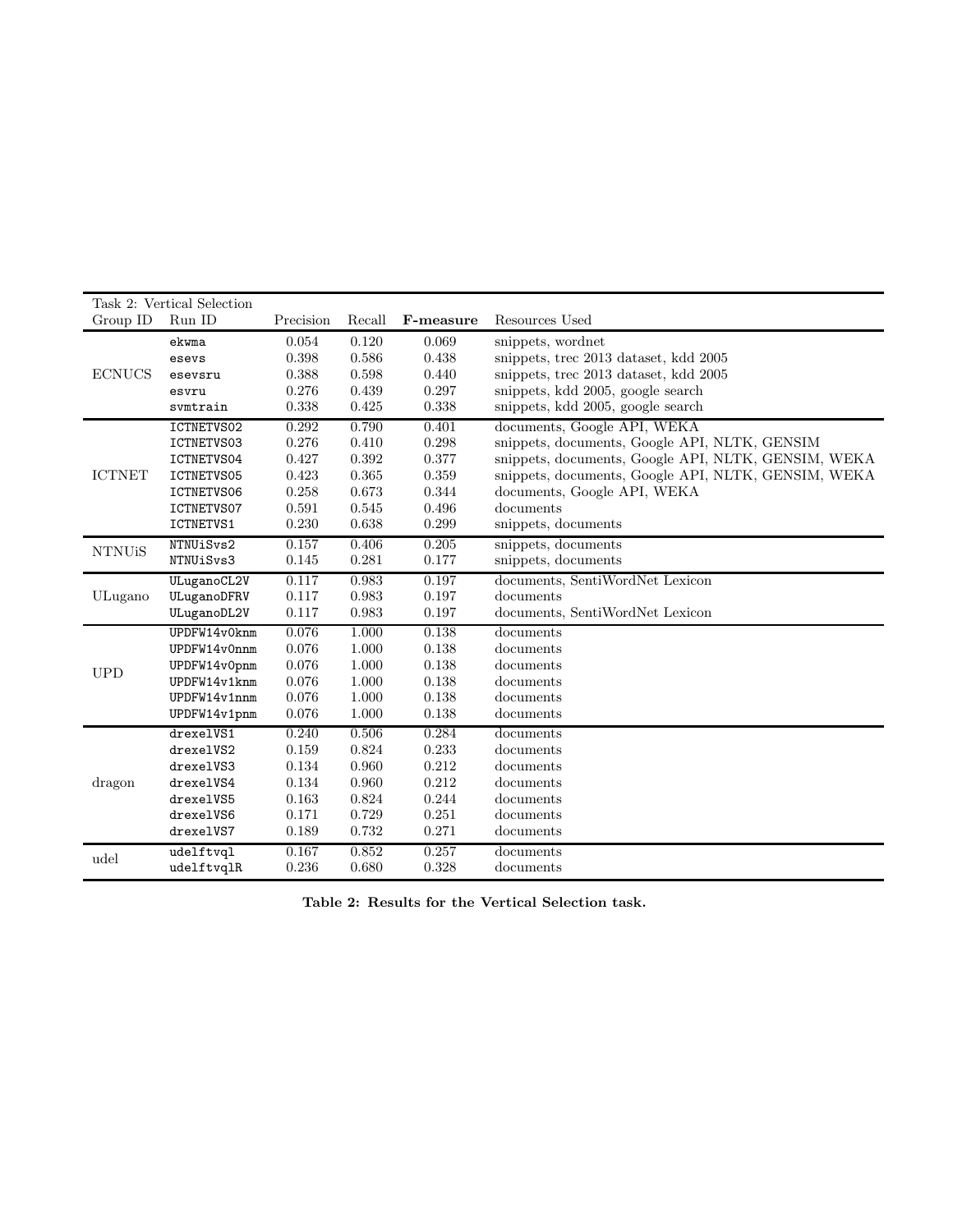| Task 2: Vertical Selection | | | | | |
|---|---|---|---|---|---|
| Group ID | Run ID | Precision | Recall | **F-measure** | Resources Used |
| ECNUCS | ekwma | 0.054 | 0.120 | 0.069 | snippets, wordnet |
| | esevs | 0.398 | 0.586 | 0.438 | snippets, trec 2013 dataset, kdd 2005 |
| | esevsru | 0.388 | 0.598 | 0.440 | snippets, trec 2013 dataset, kdd 2005 |
| | esvru | 0.276 | 0.439 | 0.297 | snippets, kdd 2005, google search |
| | svmtrain | 0.338 | 0.425 | 0.338 | snippets, kdd 2005, google search |
| ICTNET | ICTNETVS02 | 0.292 | 0.790 | 0.401 | documents, Google API, WEKA |
| | ICTNETVS03 | 0.276 | 0.410 | 0.298 | snippets, documents, Google API, NLTK, GENSIM |
| | ICTNETVS04 | 0.427 | 0.392 | 0.377 | snippets, documents, Google API, NLTK, GENSIM, WEKA |
| | ICTNETVS05 | 0.423 | 0.365 | 0.359 | snippets, documents, Google API, NLTK, GENSIM, WEKA |
| | ICTNETVS06 | 0.258 | 0.673 | 0.344 | documents, Google API, WEKA |
| | ICTNETVS07 | 0.591 | 0.545 | 0.496 | documents |
| | ICTNETVS1 | 0.230 | 0.638 | 0.299 | snippets, documents |
| NTNUiS | NTNUiSvs2 | 0.157 | 0.406 | 0.205 | snippets, documents |
| | NTNUiSvs3 | 0.145 | 0.281 | 0.177 | snippets, documents |
| ULugano | ULuganoCL2V | 0.117 | 0.983 | 0.197 | documents, SentiWordNet Lexicon |
| | ULuganoDFRV | 0.117 | 0.983 | 0.197 | documents |
| | ULuganoDL2V | 0.117 | 0.983 | 0.197 | documents, SentiWordNet Lexicon |
| UPD | UPDFW14v0knm | 0.076 | 1.000 | 0.138 | documents |
| | UPDFW14v0nnm | 0.076 | 1.000 | 0.138 | documents |
| | UPDFW14v0pnm | 0.076 | 1.000 | 0.138 | documents |
| | UPDFW14v1knm | 0.076 | 1.000 | 0.138 | documents |
| | UPDFW14v1nnm | 0.076 | 1.000 | 0.138 | documents |
| | UPDFW14v1pnm | 0.076 | 1.000 | 0.138 | documents |
| dragon | drexelVS1 | 0.240 | 0.506 | 0.284 | documents |
| | drexelVS2 | 0.159 | 0.824 | 0.233 | documents |
| | drexelVS3 | 0.134 | 0.960 | 0.212 | documents |
| | drexelVS4 | 0.134 | 0.960 | 0.212 | documents |
| | drexelVS5 | 0.163 | 0.824 | 0.244 | documents |
| | drexelVS6 | 0.171 | 0.729 | 0.251 | documents |
| | drexelVS7 | 0.189 | 0.732 | 0.271 | documents |
| udel | udelftvql | 0.167 | 0.852 | 0.257 | documents |
| | udelftvqlR | 0.236 | 0.680 | 0.328 | documents |

**Table 2: Results for the Vertical Selection task.**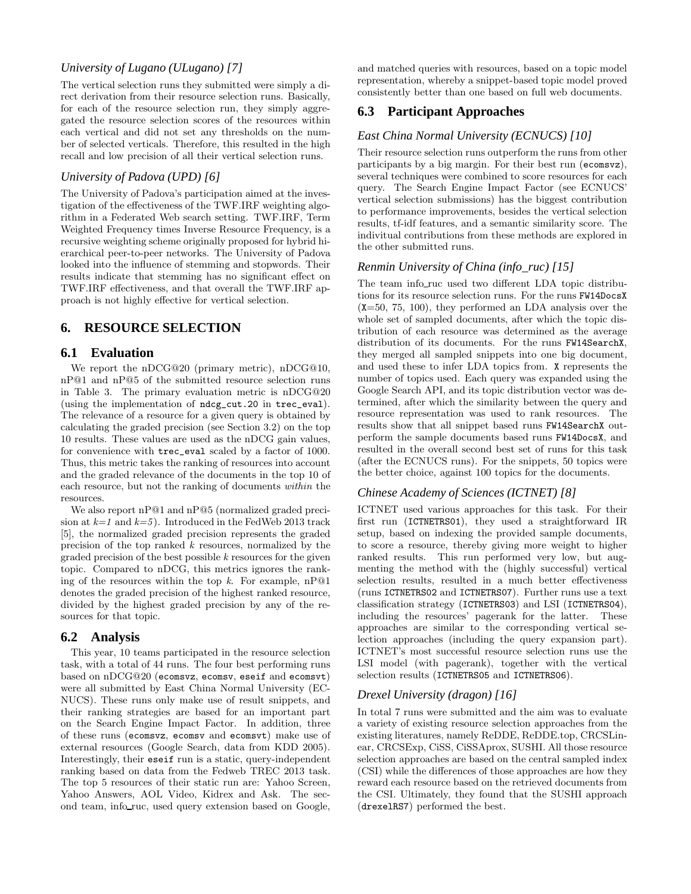### *University of Lugano (ULugano) [7]*

The vertical selection runs they submitted were simply a direct derivation from their resource selection runs. Basically, for each of the resource selection run, they simply aggregated the resource selection scores of the resources within each vertical and did not set any thresholds on the number of selected verticals. Therefore, this resulted in the high recall and low precision of all their vertical selection runs.

### *University of Padova (UPD) [6]*

The University of Padova's participation aimed at the investigation of the effectiveness of the TWF.IRF weighting algorithm in a Federated Web search setting. TWF.IRF, Term Weighted Frequency times Inverse Resource Frequency, is a recursive weighting scheme originally proposed for hybrid hierarchical peer-to-peer networks. The University of Padova looked into the influence of stemming and stopwords. Their results indicate that stemming has no significant effect on TWF.IRF effectiveness, and that overall the TWF.IRF approach is not highly effective for vertical selection.

## 6. RESOURCE SELECTION

### 6.1 Evaluation

We report the nDCG@20 (primary metric), nDCG@10, nP@1 and nP@5 of the submitted resource selection runs in Table 3. The primary evaluation metric is nDCG@20 (using the implementation of `ndcg_cut.20` in `trec_eval`). The relevance of a resource for a given query is obtained by calculating the graded precision (see Section 3.2) on the top 10 results. These values are used as the nDCG gain values, for convenience with `trec_eval` scaled by a factor of 1000. Thus, this metric takes the ranking of resources into account and the graded relevance of the documents in the top 10 of each resource, but not the ranking of documents *within* the resources.

We also report nP@1 and nP@5 (normalized graded precision at $k$=*1* and $k$=*5*). Introduced in the FedWeb 2013 track [5], the normalized graded precision represents the graded precision of the top ranked $k$ resources, normalized by the graded precision of the best possible $k$ resources for the given topic. Compared to nDCG, this metrics ignores the ranking of the resources within the top $k$. For example, nP@1 denotes the graded precision of the highest ranked resource, divided by the highest graded precision by any of the resources for that topic.

### 6.2 Analysis

This year, 10 teams participated in the resource selection task, with a total of 44 runs. The four best performing runs based on nDCG@20 (`ecomsvz`, `ecomsv`, `eseif` and `ecomsvt`) were all submitted by East China Normal University (ECNUCS). These runs only make use of result snippets, and their ranking strategies are based for an important part on the Search Engine Impact Factor. In addition, three of these runs (`ecomsvz`, `ecomsv` and `ecomsvt`) make use of external resources (Google Search, data from KDD 2005). Interestingly, their `eseif` run is a static, query-independent ranking based on data from the Fedweb TREC 2013 task. The top 5 resources of their static run are: Yahoo Screen, Yahoo Answers, AOL Video, Kidrex and Ask. The second team, info_ruc, used query extension based on Google, and matched queries with resources, based on a topic model representation, whereby a snippet-based topic model proved consistently better than one based on full web documents.

### 6.3 Participant Approaches

### *East China Normal University (ECNUCS) [10]*

Their resource selection runs outperform the runs from other participants by a big margin. For their best run (`ecomsvz`), several techniques were combined to score resources for each query. The Search Engine Impact Factor (see ECNUCS' vertical selection submissions) has the biggest contribution to performance improvements, besides the vertical selection results, tf-idf features, and a semantic similarity score. The indivitual contributions from these methods are explored in the other submitted runs.

### *Renmin University of China (info_ruc) [15]*

The team info_ruc used two different LDA topic distributions for its resource selection runs. For the runs `FW14DocsX` (`X`=50, 75, 100), they performed an LDA analysis over the whole set of sampled documents, after which the topic distribution of each resource was determined as the average distribution of its documents. For the runs `FW14SearchX`, they merged all sampled snippets into one big document, and used these to infer LDA topics from. `X` represents the number of topics used. Each query was expanded using the Google Search API, and its topic distribution vector was determined, after which the similarity between the query and resource representation was used to rank resources. The results show that all snippet based runs `FW14SearchX` outperform the sample documents based runs `FW14DocsX`, and resulted in the overall second best set of runs for this task (after the ECNUCS runs). For the snippets, 50 topics were the better choice, against 100 topics for the documents.

### *Chinese Academy of Sciences (ICTNET) [8]*

ICTNET used various approaches for this task. For their first run (`ICTNETRS01`), they used a straightforward IR setup, based on indexing the provided sample documents, to score a resource, thereby giving more weight to higher ranked results. This run performed very low, but augmenting the method with the (highly successful) vertical selection results, resulted in a much better effectiveness (runs `ICTNETRS02` and `ICTNETRS07`). Further runs use a text classification strategy (`ICTNETRS03`) and LSI (`ICTNETRS04`), including the resources' pagerank for the latter. These approaches are similar to the corresponding vertical selection approaches (including the query expansion part). ICTNET's most successful resource selection runs use the LSI model (with pagerank), together with the vertical selection results (`ICTNETRS05` and `ICTNETRS06`).

### *Drexel University (dragon) [16]*

In total 7 runs were submitted and the aim was to evaluate a variety of existing resource selection approaches from the existing literatures, namely ReDDE, ReDDE.top, CRCSLinear, CRCSExp, CiSS, CiSSAprox, SUSHI. All those resource selection approaches are based on the central sampled index (CSI) while the differences of those approaches are how they reward each resource based on the retrieved documents from the CSI. Ultimately, they found that the SUSHI approach (`drexelRS7`) performed the best.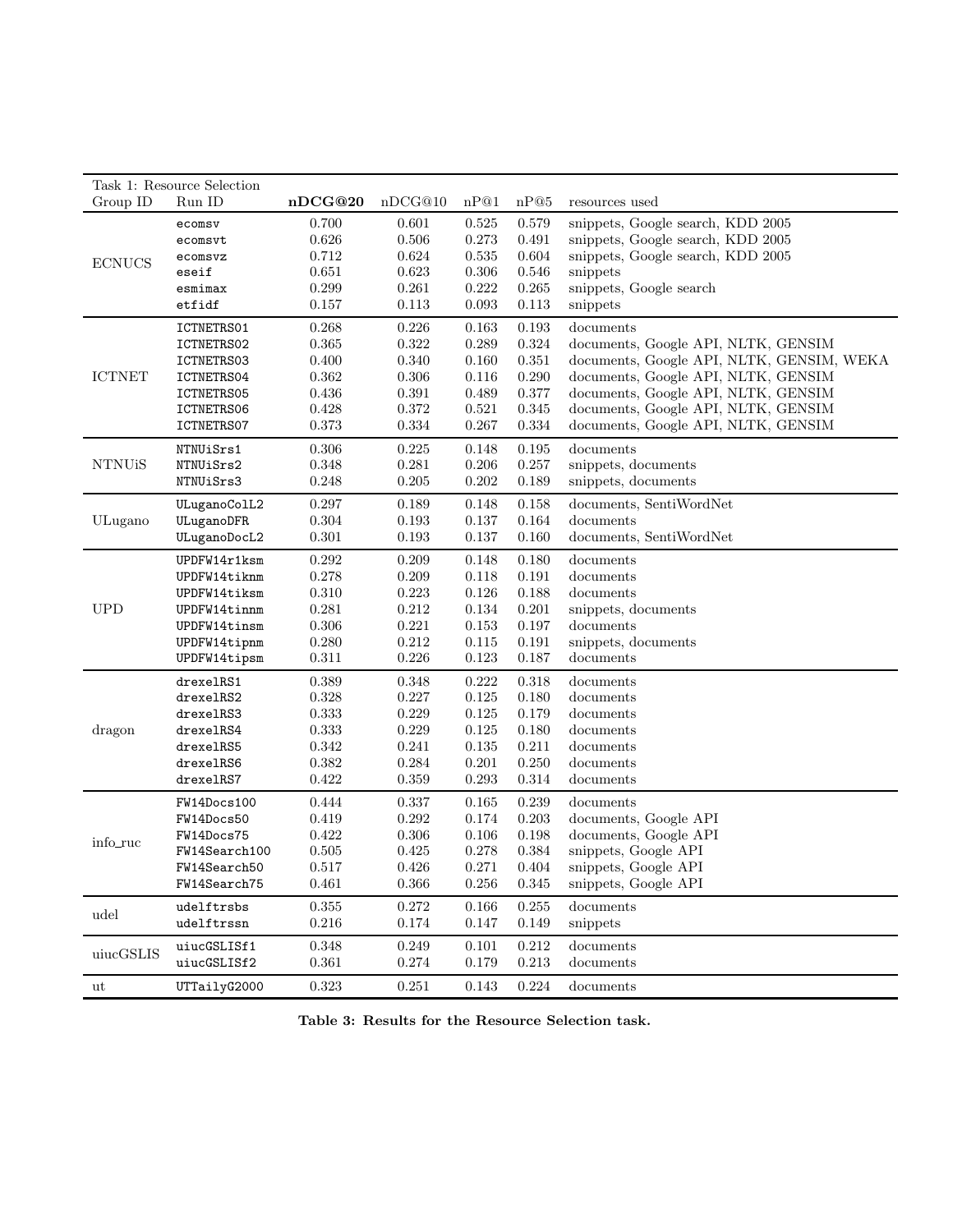| Task 1: Resource Selection | | | | | | |
|---|---|---|---|---|---|---|
| Group ID | Run ID | **nDCG@20** | nDCG@10 | nP@1 | nP@5 | resources used |
| ECNUCS | ecomsv | 0.700 | 0.601 | 0.525 | 0.579 | snippets, Google search, KDD 2005 |
| | ecomsvt | 0.626 | 0.506 | 0.273 | 0.491 | snippets, Google search, KDD 2005 |
| | ecomsvz | 0.712 | 0.624 | 0.535 | 0.604 | snippets, Google search, KDD 2005 |
| | eseif | 0.651 | 0.623 | 0.306 | 0.546 | snippets |
| | esmimax | 0.299 | 0.261 | 0.222 | 0.265 | snippets, Google search |
| | etfidf | 0.157 | 0.113 | 0.093 | 0.113 | snippets |
| ICTNET | ICTNETRS01 | 0.268 | 0.226 | 0.163 | 0.193 | documents |
| | ICTNETRS02 | 0.365 | 0.322 | 0.289 | 0.324 | documents, Google API, NLTK, GENSIM |
| | ICTNETRS03 | 0.400 | 0.340 | 0.160 | 0.351 | documents, Google API, NLTK, GENSIM, WEKA |
| | ICTNETRS04 | 0.362 | 0.306 | 0.116 | 0.290 | documents, Google API, NLTK, GENSIM |
| | ICTNETRS05 | 0.436 | 0.391 | 0.489 | 0.377 | documents, Google API, NLTK, GENSIM |
| | ICTNETRS06 | 0.428 | 0.372 | 0.521 | 0.345 | documents, Google API, NLTK, GENSIM |
| | ICTNETRS07 | 0.373 | 0.334 | 0.267 | 0.334 | documents, Google API, NLTK, GENSIM |
| NTNUiS | NTNUiSrs1 | 0.306 | 0.225 | 0.148 | 0.195 | documents |
| | NTNUiSrs2 | 0.348 | 0.281 | 0.206 | 0.257 | snippets, documents |
| | NTNUiSrs3 | 0.248 | 0.205 | 0.202 | 0.189 | snippets, documents |
| ULugano | ULuganoColL2 | 0.297 | 0.189 | 0.148 | 0.158 | documents, SentiWordNet |
| | ULuganoDFR | 0.304 | 0.193 | 0.137 | 0.164 | documents |
| | ULuganoDocL2 | 0.301 | 0.193 | 0.137 | 0.160 | documents, SentiWordNet |
| UPD | UPDFW14r1ksm | 0.292 | 0.209 | 0.148 | 0.180 | documents |
| | UPDFW14tiknm | 0.278 | 0.209 | 0.118 | 0.191 | documents |
| | UPDFW14tiksm | 0.310 | 0.223 | 0.126 | 0.188 | documents |
| | UPDFW14tinnm | 0.281 | 0.212 | 0.134 | 0.201 | snippets, documents |
| | UPDFW14tinsm | 0.306 | 0.221 | 0.153 | 0.197 | documents |
| | UPDFW14tipnm | 0.280 | 0.212 | 0.115 | 0.191 | snippets, documents |
| | UPDFW14tipsm | 0.311 | 0.226 | 0.123 | 0.187 | documents |
| dragon | drexelRS1 | 0.389 | 0.348 | 0.222 | 0.318 | documents |
| | drexelRS2 | 0.328 | 0.227 | 0.125 | 0.180 | documents |
| | drexelRS3 | 0.333 | 0.229 | 0.125 | 0.179 | documents |
| | drexelRS4 | 0.333 | 0.229 | 0.125 | 0.180 | documents |
| | drexelRS5 | 0.342 | 0.241 | 0.135 | 0.211 | documents |
| | drexelRS6 | 0.382 | 0.284 | 0.201 | 0.250 | documents |
| | drexelRS7 | 0.422 | 0.359 | 0.293 | 0.314 | documents |
| info_ruc | FW14Docs100 | 0.444 | 0.337 | 0.165 | 0.239 | documents |
| | FW14Docs50 | 0.419 | 0.292 | 0.174 | 0.203 | documents, Google API |
| | FW14Docs75 | 0.422 | 0.306 | 0.106 | 0.198 | documents, Google API |
| | FW14Search100 | 0.505 | 0.425 | 0.278 | 0.384 | snippets, Google API |
| | FW14Search50 | 0.517 | 0.426 | 0.271 | 0.404 | snippets, Google API |
| | FW14Search75 | 0.461 | 0.366 | 0.256 | 0.345 | snippets, Google API |
| udel | udelftrsbs | 0.355 | 0.272 | 0.166 | 0.255 | documents |
| | udelftrssn | 0.216 | 0.174 | 0.147 | 0.149 | snippets |
| uiucGSLIS | uiucGSLISf1 | 0.348 | 0.249 | 0.101 | 0.212 | documents |
| | uiucGSLISf2 | 0.361 | 0.274 | 0.179 | 0.213 | documents |
| ut | UTTailyG2000 | 0.323 | 0.251 | 0.143 | 0.224 | documents |

**Table 3: Results for the Resource Selection task.**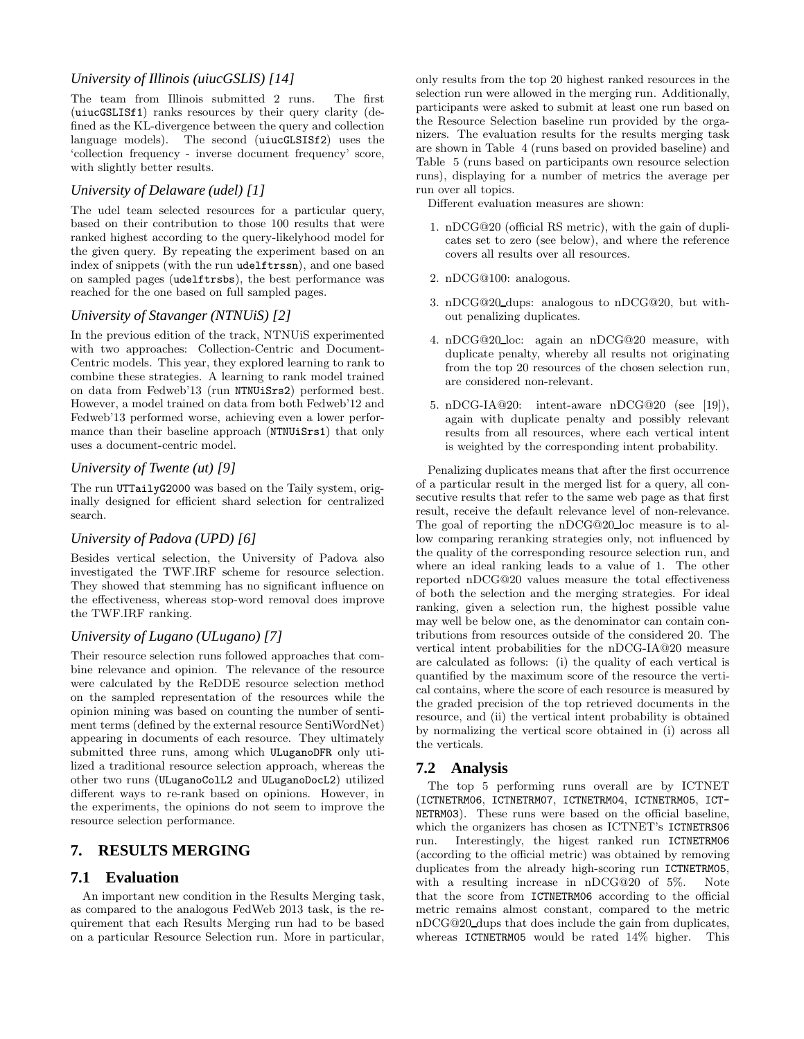### *University of Illinois (uiucGSLIS) [14]*

The team from Illinois submitted 2 runs. The first (uiucGSLISf1) ranks resources by their query clarity (defined as the KL-divergence between the query and collection language models). The second (uiucGLSISf2) uses the 'collection frequency - inverse document frequency' score, with slightly better results.

### *University of Delaware (udel) [1]*

The udel team selected resources for a particular query, based on their contribution to those 100 results that were ranked highest according to the query-likelyhood model for the given query. By repeating the experiment based on an index of snippets (with the run udelftrssn), and one based on sampled pages (udelftrsbs), the best performance was reached for the one based on full sampled pages.

### *University of Stavanger (NTNUiS) [2]*

In the previous edition of the track, NTNUiS experimented with two approaches: Collection-Centric and Document-Centric models. This year, they explored learning to rank to combine these strategies. A learning to rank model trained on data from Fedweb'13 (run NTNUiSrs2) performed best. However, a model trained on data from both Fedweb'12 and Fedweb'13 performed worse, achieving even a lower performance than their baseline approach (NTNUiSrs1) that only uses a document-centric model.

### *University of Twente (ut) [9]*

The run UTTailyG2000 was based on the Taily system, originally designed for efficient shard selection for centralized search.

### *University of Padova (UPD) [6]*

Besides vertical selection, the University of Padova also investigated the TWF.IRF scheme for resource selection. They showed that stemming has no significant influence on the effectiveness, whereas stop-word removal does improve the TWF.IRF ranking.

### *University of Lugano (ULugano) [7]*

Their resource selection runs followed approaches that combine relevance and opinion. The relevance of the resource were calculated by the ReDDE resource selection method on the sampled representation of the resources while the opinion mining was based on counting the number of sentiment terms (defined by the external resource SentiWordNet) appearing in documents of each resource. They ultimately submitted three runs, among which ULuganoDFR only utilized a traditional resource selection approach, whereas the other two runs (ULuganoColL2 and ULuganoDocL2) utilized different ways to re-rank based on opinions. However, in the experiments, the opinions do not seem to improve the resource selection performance.

## 7. RESULTS MERGING

### 7.1 Evaluation

An important new condition in the Results Merging task, as compared to the analogous FedWeb 2013 task, is the requirement that each Results Merging run had to be based on a particular Resource Selection run. More in particular, only results from the top 20 highest ranked resources in the selection run were allowed in the merging run. Additionally, participants were asked to submit at least one run based on the Resource Selection baseline run provided by the organizers. The evaluation results for the results merging task are shown in Table 4 (runs based on provided baseline) and Table 5 (runs based on participants own resource selection runs), displaying for a number of metrics the average per run over all topics.

Different evaluation measures are shown:

1. nDCG@20 (official RS metric), with the gain of duplicates set to zero (see below), and where the reference covers all results over all resources.
2. nDCG@100: analogous.
3. nDCG@20_dups: analogous to nDCG@20, but without penalizing duplicates.
4. nDCG@20_loc: again an nDCG@20 measure, with duplicate penalty, whereby all results not originating from the top 20 resources of the chosen selection run, are considered non-relevant.
5. nDCG-IA@20: intent-aware nDCG@20 (see [19]), again with duplicate penalty and possibly relevant results from all resources, where each vertical intent is weighted by the corresponding intent probability.

Penalizing duplicates means that after the first occurrence of a particular result in the merged list for a query, all consecutive results that refer to the same web page as that first result, receive the default relevance level of non-relevance. The goal of reporting the nDCG@20_loc measure is to allow comparing reranking strategies only, not influenced by the quality of the corresponding resource selection run, and where an ideal ranking leads to a value of 1. The other reported nDCG@20 values measure the total effectiveness of both the selection and the merging strategies. For ideal ranking, given a selection run, the highest possible value may well be below one, as the denominator can contain contributions from resources outside of the considered 20. The vertical intent probabilities for the nDCG-IA@20 measure are calculated as follows: (i) the quality of each vertical is quantified by the maximum score of the resource the vertical contains, where the score of each resource is measured by the graded precision of the top retrieved documents in the resource, and (ii) the vertical intent probability is obtained by normalizing the vertical score obtained in (i) across all the verticals.

### 7.2 Analysis

The top 5 performing runs overall are by ICTNET (ICTNETRM06, ICTNETRM07, ICTNETRM04, ICTNETRM05, ICTNETRM03). These runs were based on the official baseline, which the organizers has chosen as ICTNET's ICTNETRS06 run. Interestingly, the higest ranked run ICTNETRM06 (according to the official metric) was obtained by removing duplicates from the already high-scoring run ICTNETRM05, with a resulting increase in nDCG@20 of 5%. Note that the score from ICTNETRM06 according to the official metric remains almost constant, compared to the metric nDCG@20_dups that does include the gain from duplicates, whereas ICTNETRM05 would be rated 14% higher. This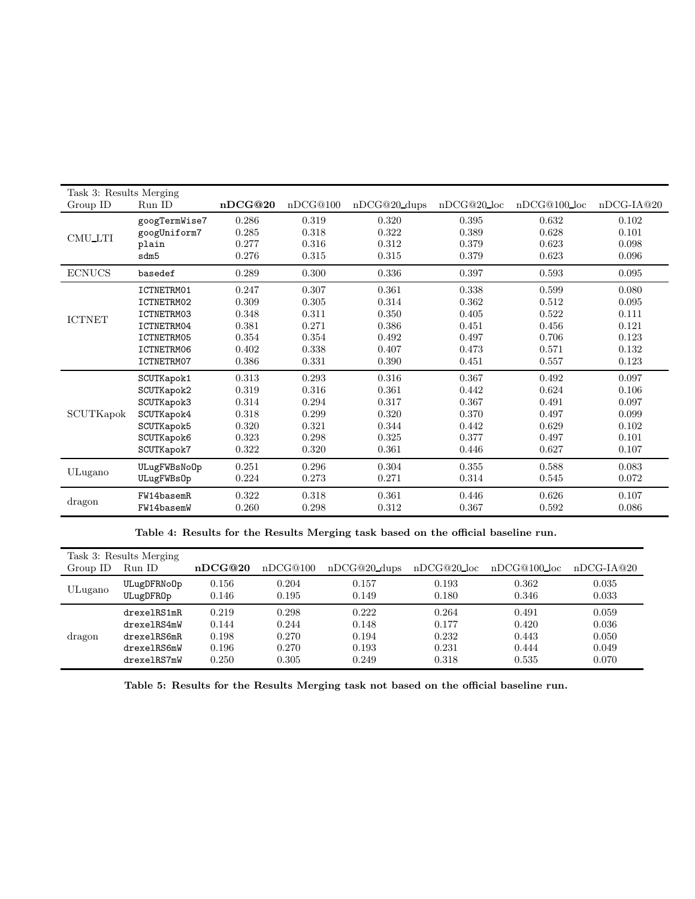| Task 3: Results Merging Group ID | Run ID | **nDCG@20** | nDCG@100 | nDCG@20_dups | nDCG@20_loc | nDCG@100_loc | nDCG-IA@20 |
|---|---|---|---|---|---|---|---|
| CMU_LTI | googTermWise7 | 0.286 | 0.319 | 0.320 | 0.395 | 0.632 | 0.102 |
| | googUniform7 | 0.285 | 0.318 | 0.322 | 0.389 | 0.628 | 0.101 |
| | plain | 0.277 | 0.316 | 0.312 | 0.379 | 0.623 | 0.098 |
| | sdm5 | 0.276 | 0.315 | 0.315 | 0.379 | 0.623 | 0.096 |
| ECNUCS | basedef | 0.289 | 0.300 | 0.336 | 0.397 | 0.593 | 0.095 |
| ICTNET | ICTNETRM01 | 0.247 | 0.307 | 0.361 | 0.338 | 0.599 | 0.080 |
| | ICTNETRM02 | 0.309 | 0.305 | 0.314 | 0.362 | 0.512 | 0.095 |
| | ICTNETRM03 | 0.348 | 0.311 | 0.350 | 0.405 | 0.522 | 0.111 |
| | ICTNETRM04 | 0.381 | 0.271 | 0.386 | 0.451 | 0.456 | 0.121 |
| | ICTNETRM05 | 0.354 | 0.354 | 0.492 | 0.497 | 0.706 | 0.123 |
| | ICTNETRM06 | 0.402 | 0.338 | 0.407 | 0.473 | 0.571 | 0.132 |
| | ICTNETRM07 | 0.386 | 0.331 | 0.390 | 0.451 | 0.557 | 0.123 |
| SCUTKapok | SCUTKapok1 | 0.313 | 0.293 | 0.316 | 0.367 | 0.492 | 0.097 |
| | SCUTKapok2 | 0.319 | 0.316 | 0.361 | 0.442 | 0.624 | 0.106 |
| | SCUTKapok3 | 0.314 | 0.294 | 0.317 | 0.367 | 0.491 | 0.097 |
| | SCUTKapok4 | 0.318 | 0.299 | 0.320 | 0.370 | 0.497 | 0.099 |
| | SCUTKapok5 | 0.320 | 0.321 | 0.344 | 0.442 | 0.629 | 0.102 |
| | SCUTKapok6 | 0.323 | 0.298 | 0.325 | 0.377 | 0.497 | 0.101 |
| | SCUTKapok7 | 0.322 | 0.320 | 0.361 | 0.446 | 0.627 | 0.107 |
| ULugano | ULugFWBsNoOp | 0.251 | 0.296 | 0.304 | 0.355 | 0.588 | 0.083 |
| | ULugFWBsOp | 0.224 | 0.273 | 0.271 | 0.314 | 0.545 | 0.072 |
| dragon | FW14basemR | 0.322 | 0.318 | 0.361 | 0.446 | 0.626 | 0.107 |
| | FW14basemW | 0.260 | 0.298 | 0.312 | 0.367 | 0.592 | 0.086 |

**Table 4: Results for the Results Merging task based on the official baseline run.**

| Task 3: Results Merging Group ID | Run ID | **nDCG@20** | nDCG@100 | nDCG@20_dups | nDCG@20_loc | nDCG@100_loc | nDCG-IA@20 |
|---|---|---|---|---|---|---|---|
| ULugano | ULugDFRNoOp | 0.156 | 0.204 | 0.157 | 0.193 | 0.362 | 0.035 |
| | ULugDFROp | 0.146 | 0.195 | 0.149 | 0.180 | 0.346 | 0.033 |
| dragon | drexelRS1mR | 0.219 | 0.298 | 0.222 | 0.264 | 0.491 | 0.059 |
| | drexelRS4mW | 0.144 | 0.244 | 0.148 | 0.177 | 0.420 | 0.036 |
| | drexelRS6mR | 0.198 | 0.270 | 0.194 | 0.232 | 0.443 | 0.050 |
| | drexelRS6mW | 0.196 | 0.270 | 0.193 | 0.231 | 0.444 | 0.049 |
| | drexelRS7mW | 0.250 | 0.305 | 0.249 | 0.318 | 0.535 | 0.070 |

**Table 5: Results for the Results Merging task not based on the official baseline run.**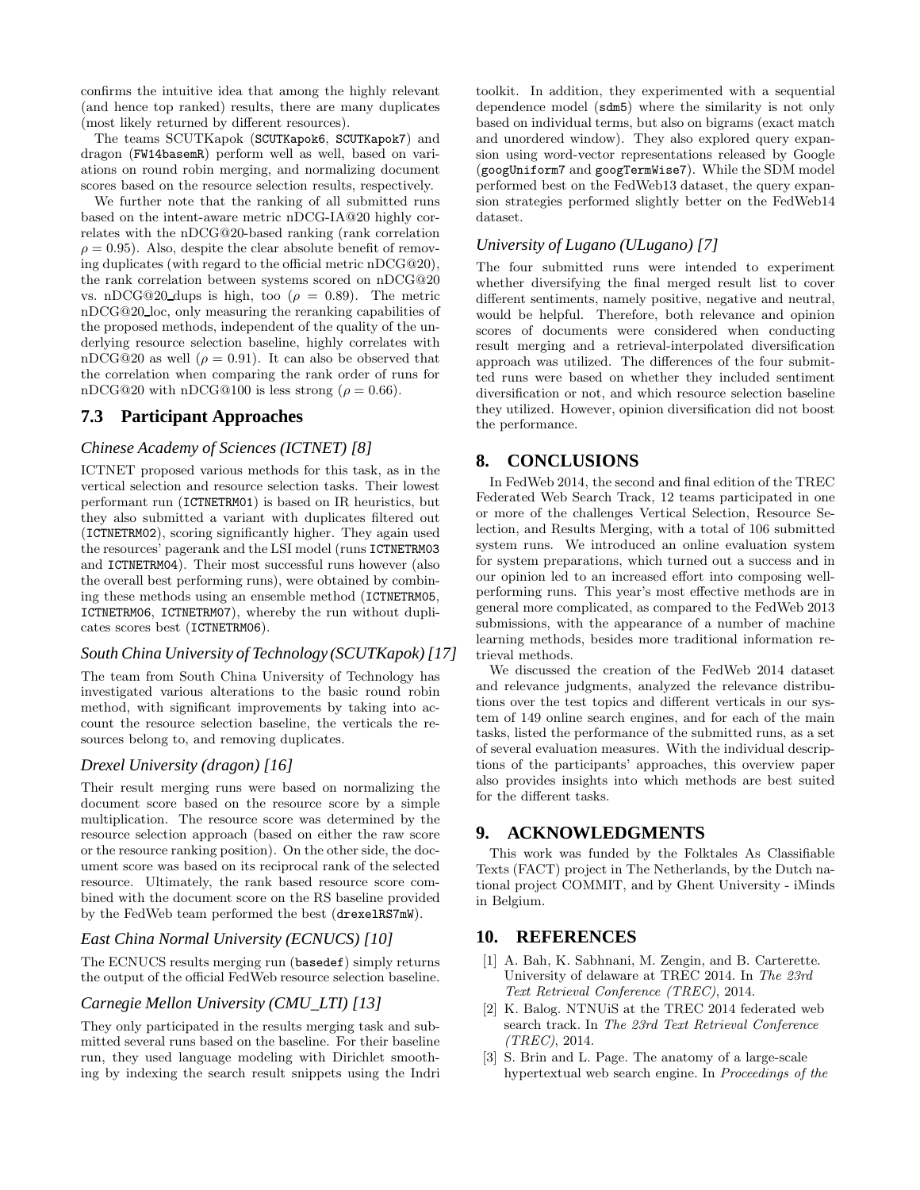confirms the intuitive idea that among the highly relevant (and hence top ranked) results, there are many duplicates (most likely returned by different resources).

The teams SCUTKapok (SCUTKapok6, SCUTKapok7) and dragon (FW14basemR) perform well as well, based on variations on round robin merging, and normalizing document scores based on the resource selection results, respectively.

We further note that the ranking of all submitted runs based on the intent-aware metric nDCG-IA@20 highly correlates with the nDCG@20-based ranking (rank correlation $\rho = 0.95$). Also, despite the clear absolute benefit of removing duplicates (with regard to the official metric nDCG@20), the rank correlation between systems scored on nDCG@20 vs. nDCG@20_dups is high, too ($\rho = 0.89$). The metric nDCG@20_loc, only measuring the reranking capabilities of the proposed methods, independent of the quality of the underlying resource selection baseline, highly correlates with nDCG@20 as well ($\rho = 0.91$). It can also be observed that the correlation when comparing the rank order of runs for nDCG@20 with nDCG@100 is less strong ($\rho = 0.66$).

## 7.3 Participant Approaches

### Chinese Academy of Sciences (ICTNET) [8]

ICTNET proposed various methods for this task, as in the vertical selection and resource selection tasks. Their lowest performant run (ICTNETRM01) is based on IR heuristics, but they also submitted a variant with duplicates filtered out (ICTNETRM02), scoring significantly higher. They again used the resources' pagerank and the LSI model (runs ICTNETRM03 and ICTNETRM04). Their most successful runs however (also the overall best performing runs), were obtained by combining these methods using an ensemble method (ICTNETRM05, ICTNETRM06, ICTNETRM07), whereby the run without duplicates scores best (ICTNETRM06).

### South China University of Technology (SCUTKapok) [17]

The team from South China University of Technology has investigated various alterations to the basic round robin method, with significant improvements by taking into account the resource selection baseline, the verticals the resources belong to, and removing duplicates.

### Drexel University (dragon) [16]

Their result merging runs were based on normalizing the document score based on the resource score by a simple multiplication. The resource score was determined by the resource selection approach (based on either the raw score or the resource ranking position). On the other side, the document score was based on its reciprocal rank of the selected resource. Ultimately, the rank based resource score combined with the document score on the RS baseline provided by the FedWeb team performed the best (drexelRS7mW).

### East China Normal University (ECNUCS) [10]

The ECNUCS results merging run (basedef) simply returns the output of the official FedWeb resource selection baseline.

### Carnegie Mellon University (CMU_LTI) [13]

They only participated in the results merging task and submitted several runs based on the baseline. For their baseline run, they used language modeling with Dirichlet smoothing by indexing the search result snippets using the Indri toolkit. In addition, they experimented with a sequential dependence model (sdm5) where the similarity is not only based on individual terms, but also on bigrams (exact match and unordered window). They also explored query expansion using word-vector representations released by Google (googUniform7 and googTermWise7). While the SDM model performed best on the FedWeb13 dataset, the query expansion strategies performed slightly better on the FedWeb14 dataset.

### University of Lugano (ULugano) [7]

The four submitted runs were intended to experiment whether diversifying the final merged result list to cover different sentiments, namely positive, negative and neutral, would be helpful. Therefore, both relevance and opinion scores of documents were considered when conducting result merging and a retrieval-interpolated diversification approach was utilized. The differences of the four submitted runs were based on whether they included sentiment diversification or not, and which resource selection baseline they utilized. However, opinion diversification did not boost the performance.

## 8. CONCLUSIONS

In FedWeb 2014, the second and final edition of the TREC Federated Web Search Track, 12 teams participated in one or more of the challenges Vertical Selection, Resource Selection, and Results Merging, with a total of 106 submitted system runs. We introduced an online evaluation system for system preparations, which turned out a success and in our opinion led to an increased effort into composing well-performing runs. This year's most effective methods are in general more complicated, as compared to the FedWeb 2013 submissions, with the appearance of a number of machine learning methods, besides more traditional information retrieval methods.

We discussed the creation of the FedWeb 2014 dataset and relevance judgments, analyzed the relevance distributions over the test topics and different verticals in our system of 149 online search engines, and for each of the main tasks, listed the performance of the submitted runs, as a set of several evaluation measures. With the individual descriptions of the participants' approaches, this overview paper also provides insights into which methods are best suited for the different tasks.

## 9. ACKNOWLEDGMENTS

This work was funded by the Folktales As Classifiable Texts (FACT) project in The Netherlands, by the Dutch national project COMMIT, and by Ghent University - iMinds in Belgium.

## 10. REFERENCES

[1] A. Bah, K. Sabhnani, M. Zengin, and B. Carterette. University of delaware at TREC 2014. In *The 23rd Text Retrieval Conference (TREC)*, 2014.

[2] K. Balog. NTNUiS at the TREC 2014 federated web search track. In *The 23rd Text Retrieval Conference (TREC)*, 2014.

[3] S. Brin and L. Page. The anatomy of a large-scale hypertextual web search engine. In *Proceedings of the*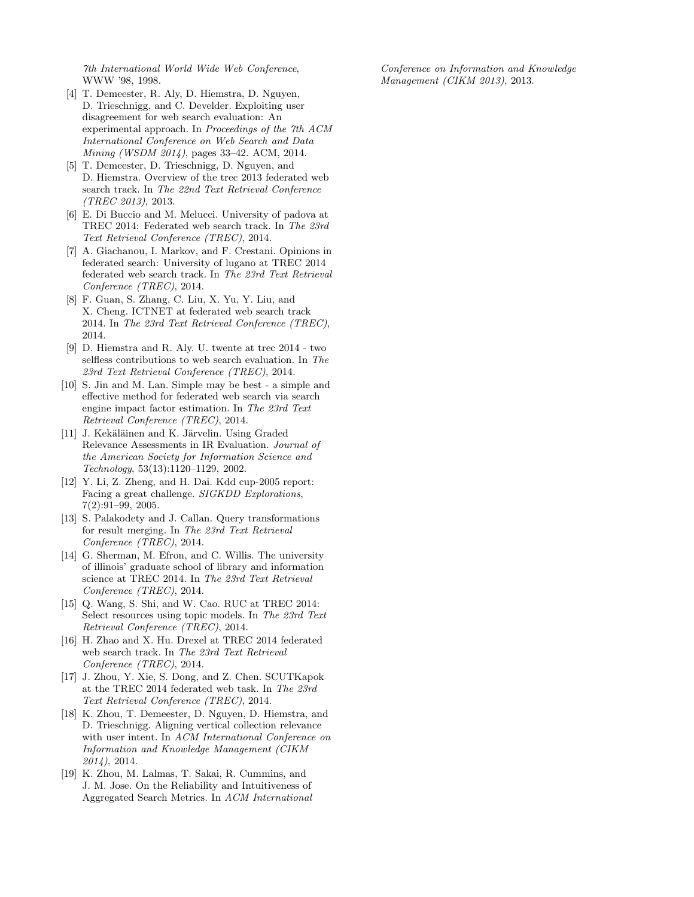*7th International World Wide Web Conference*, WWW '98, 1998.

[4] T. Demeester, R. Aly, D. Hiemstra, D. Nguyen, D. Trieschnigg, and C. Develder. Exploiting user disagreement for web search evaluation: An experimental approach. In *Proceedings of the 7th ACM International Conference on Web Search and Data Mining (WSDM 2014)*, pages 33–42. ACM, 2014.

[5] T. Demeester, D. Trieschnigg, D. Nguyen, and D. Hiemstra. Overview of the trec 2013 federated web search track. In *The 22nd Text Retrieval Conference (TREC 2013)*, 2013.

[6] E. Di Buccio and M. Melucci. University of padova at TREC 2014: Federated web search track. In *The 23rd Text Retrieval Conference (TREC)*, 2014.

[7] A. Giachanou, I. Markov, and F. Crestani. Opinions in federated search: University of lugano at TREC 2014 federated web search track. In *The 23rd Text Retrieval Conference (TREC)*, 2014.

[8] F. Guan, S. Zhang, C. Liu, X. Yu, Y. Liu, and X. Cheng. ICTNET at federated web search track 2014. In *The 23rd Text Retrieval Conference (TREC)*, 2014.

[9] D. Hiemstra and R. Aly. U. twente at trec 2014 - two selfless contributions to web search evaluation. In *The 23rd Text Retrieval Conference (TREC)*, 2014.

[10] S. Jin and M. Lan. Simple may be best - a simple and effective method for federated web search via search engine impact factor estimation. In *The 23rd Text Retrieval Conference (TREC)*, 2014.

[11] J. Kekäläinen and K. Järvelin. Using Graded Relevance Assessments in IR Evaluation. *Journal of the American Society for Information Science and Technology*, 53(13):1120–1129, 2002.

[12] Y. Li, Z. Zheng, and H. Dai. Kdd cup-2005 report: Facing a great challenge. *SIGKDD Explorations*, 7(2):91–99, 2005.

[13] S. Palakodety and J. Callan. Query transformations for result merging. In *The 23rd Text Retrieval Conference (TREC)*, 2014.

[14] G. Sherman, M. Efron, and C. Willis. The university of illinois' graduate school of library and information science at TREC 2014. In *The 23rd Text Retrieval Conference (TREC)*, 2014.

[15] Q. Wang, S. Shi, and W. Cao. RUC at TREC 2014: Select resources using topic models. In *The 23rd Text Retrieval Conference (TREC)*, 2014.

[16] H. Zhao and X. Hu. Drexel at TREC 2014 federated web search track. In *The 23rd Text Retrieval Conference (TREC)*, 2014.

[17] J. Zhou, Y. Xie, S. Dong, and Z. Chen. SCUTKapok at the TREC 2014 federated web task. In *The 23rd Text Retrieval Conference (TREC)*, 2014.

[18] K. Zhou, T. Demeester, D. Nguyen, D. Hiemstra, and D. Trieschnigg. Aligning vertical collection relevance with user intent. In *ACM International Conference on Information and Knowledge Management (CIKM 2014)*, 2014.

[19] K. Zhou, M. Lalmas, T. Sakai, R. Cummins, and J. M. Jose. On the Reliability and Intuitiveness of Aggregated Search Metrics. In *ACM International Conference on Information and Knowledge Management (CIKM 2013)*, 2013.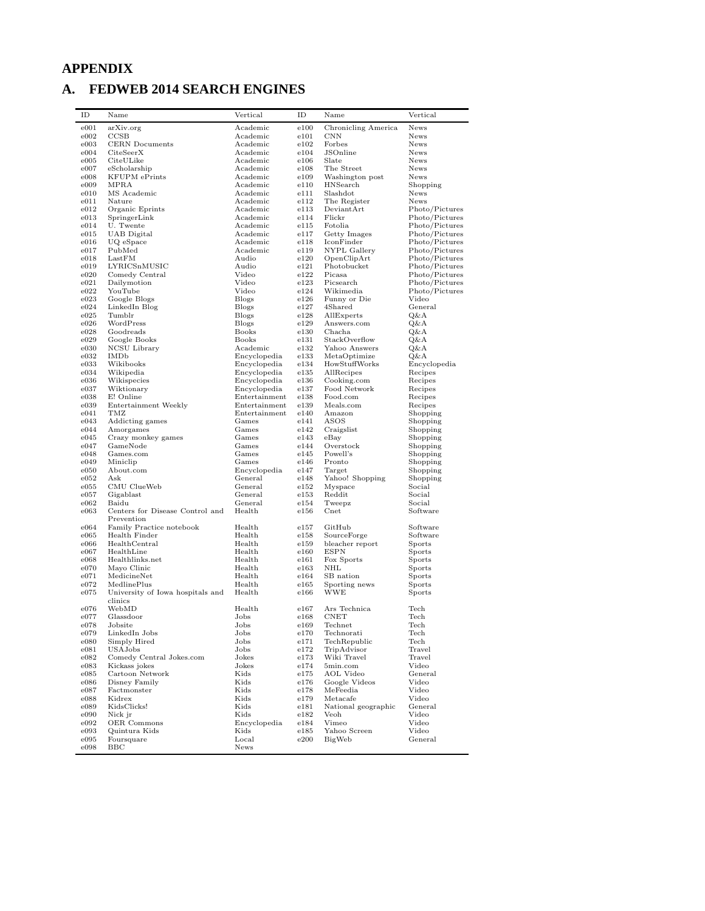# APPENDIX

## A. FEDWEB 2014 SEARCH ENGINES

| ID | Name | Vertical | ID | Name | Vertical |
|---|---|---|---|---|---|
| e001 | arXiv.org | Academic | e100 | Chronicling America | News |
| e002 | CCSB | Academic | e101 | CNN | News |
| e003 | CERN Documents | Academic | e102 | Forbes | News |
| e004 | CiteSeerX | Academic | e104 | JSOnline | News |
| e005 | CiteULike | Academic | e106 | Slate | News |
| e007 | eScholarship | Academic | e108 | The Street | News |
| e008 | KFUPM ePrints | Academic | e109 | Washington post | News |
| e009 | MPRA | Academic | e110 | HNSearch | Shopping |
| e010 | MS Academic | Academic | e111 | Slashdot | News |
| e011 | Nature | Academic | e112 | The Register | News |
| e012 | Organic Eprints | Academic | e113 | DeviantArt | Photo/Pictures |
| e013 | SpringerLink | Academic | e114 | Flickr | Photo/Pictures |
| e014 | U. Twente | Academic | e115 | Fotolia | Photo/Pictures |
| e015 | UAB Digital | Academic | e117 | Getty Images | Photo/Pictures |
| e016 | UQ eSpace | Academic | e118 | IconFinder | Photo/Pictures |
| e017 | PubMed | Academic | e119 | NYPL Gallery | Photo/Pictures |
| e018 | LastFM | Audio | e120 | OpenClipArt | Photo/Pictures |
| e019 | LYRICSnMUSIC | Audio | e121 | Photobucket | Photo/Pictures |
| e020 | Comedy Central | Video | e122 | Picasa | Photo/Pictures |
| e021 | Dailymotion | Video | e123 | Picsearch | Photo/Pictures |
| e022 | YouTube | Video | e124 | Wikimedia | Photo/Pictures |
| e023 | Google Blogs | Blogs | e126 | Funny or Die | Video |
| e024 | LinkedIn Blog | Blogs | e127 | 4Shared | General |
| e025 | Tumblr | Blogs | e128 | AllExperts | Q&A |
| e026 | WordPress | Blogs | e129 | Answers.com | Q&A |
| e028 | Goodreads | Books | e130 | Chacha | Q&A |
| e029 | Google Books | Books | e131 | StackOverflow | Q&A |
| e030 | NCSU Library | Academic | e132 | Yahoo Answers | Q&A |
| e032 | IMDb | Encyclopedia | e133 | MetaOptimize | Q&A |
| e033 | Wikibooks | Encyclopedia | e134 | HowStuffWorks | Encyclopedia |
| e034 | Wikipedia | Encyclopedia | e135 | AllRecipes | Recipes |
| e036 | Wikispecies | Encyclopedia | e136 | Cooking.com | Recipes |
| e037 | Wiktionary | Encyclopedia | e137 | Food Network | Recipes |
| e038 | E! Online | Entertainment | e138 | Food.com | Recipes |
| e039 | Entertainment Weekly | Entertainment | e139 | Meals.com | Recipes |
| e041 | TMZ | Entertainment | e140 | Amazon | Shopping |
| e043 | Addicting games | Games | e141 | ASOS | Shopping |
| e044 | Amorgames | Games | e142 | Craigslist | Shopping |
| e045 | Crazy monkey games | Games | e143 | eBay | Shopping |
| e047 | GameNode | Games | e144 | Overstock | Shopping |
| e048 | Games.com | Games | e145 | Powell's | Shopping |
| e049 | Miniclip | Games | e146 | Pronto | Shopping |
| e050 | About.com | Encyclopedia | e147 | Target | Shopping |
| e052 | Ask | General | e148 | Yahoo! Shopping | Shopping |
| e055 | CMU ClueWeb | General | e152 | Myspace | Social |
| e057 | Gigablast | General | e153 | Reddit | Social |
| e062 | Baidu | General | e154 | Tweepz | Social |
| e063 | Centers for Disease Control and Prevention | Health | e156 | Cnet | Software |
| e064 | Family Practice notebook | Health | e157 | GitHub | Software |
| e065 | Health Finder | Health | e158 | SourceForge | Software |
| e066 | HealthCentral | Health | e159 | bleacher report | Sports |
| e067 | HealthLine | Health | e160 | ESPN | Sports |
| e068 | Healthlinks.net | Health | e161 | Fox Sports | Sports |
| e070 | Mayo Clinic | Health | e163 | NHL | Sports |
| e071 | MedicineNet | Health | e164 | SB nation | Sports |
| e072 | MedlinePlus | Health | e165 | Sporting news | Sports |
| e075 | University of Iowa hospitals and clinics | Health | e166 | WWE | Sports |
| e076 | WebMD | Health | e167 | Ars Technica | Tech |
| e077 | Glassdoor | Jobs | e168 | CNET | Tech |
| e078 | Jobsite | Jobs | e169 | Technet | Tech |
| e079 | LinkedIn Jobs | Jobs | e170 | Technorati | Tech |
| e080 | Simply Hired | Jobs | e171 | TechRepublic | Tech |
| e081 | USAJobs | Jobs | e172 | TripAdvisor | Travel |
| e082 | Comedy Central Jokes.com | Jokes | e173 | Wiki Travel | Travel |
| e083 | Kickass jokes | Jokes | e174 | 5min.com | Video |
| e085 | Cartoon Network | Kids | e175 | AOL Video | General |
| e086 | Disney Family | Kids | e176 | Google Videos | Video |
| e087 | Factmonster | Kids | e178 | MeFeedia | Video |
| e088 | Kidrex | Kids | e179 | Metacafe | Video |
| e089 | KidsClicks! | Kids | e181 | National geographic | General |
| e090 | Nick jr | Kids | e182 | Veoh | Video |
| e092 | OER Commons | Encyclopedia | e184 | Vimeo | Video |
| e093 | Quintura Kids | Kids | e185 | Yahoo Screen | Video |
| e095 | Foursquare | Local | e200 | BigWeb | General |
| e098 | BBC | News | | | |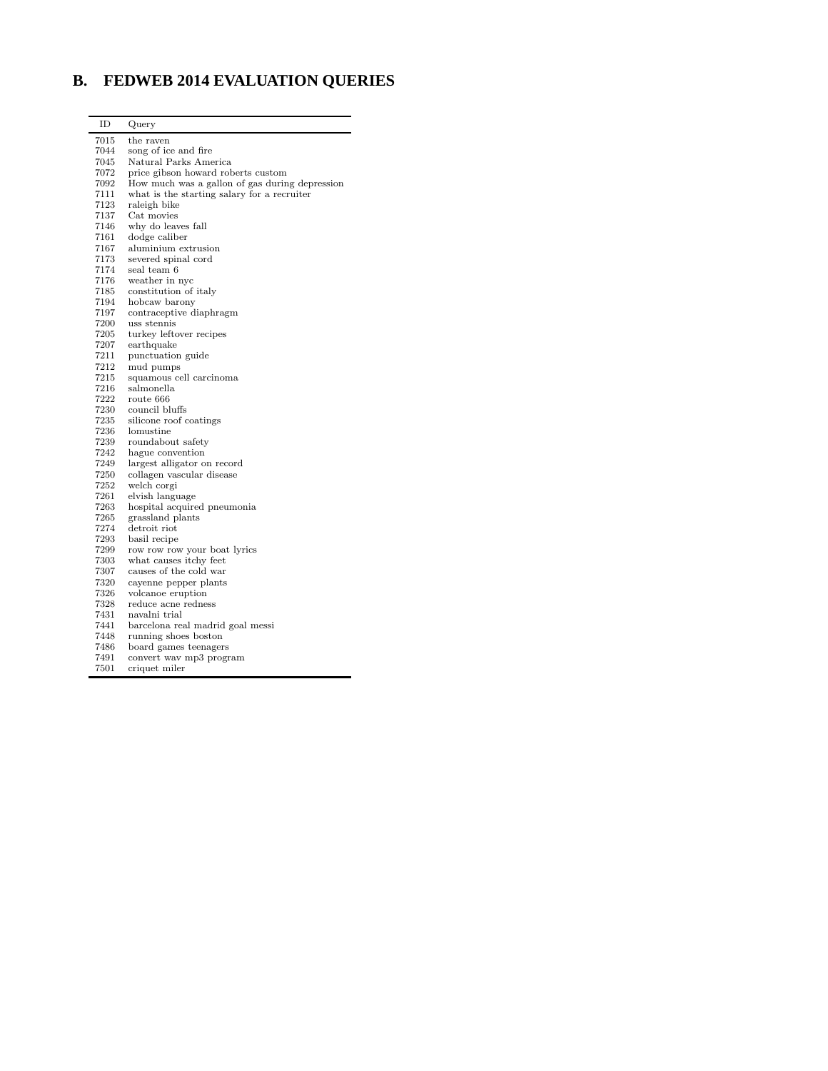## B. FEDWEB 2014 EVALUATION QUERIES

| ID | Query |
|---|---|
| 7015 | the raven |
| 7044 | song of ice and fire |
| 7045 | Natural Parks America |
| 7072 | price gibson howard roberts custom |
| 7092 | How much was a gallon of gas during depression |
| 7111 | what is the starting salary for a recruiter |
| 7123 | raleigh bike |
| 7137 | Cat movies |
| 7146 | why do leaves fall |
| 7161 | dodge caliber |
| 7167 | aluminium extrusion |
| 7173 | severed spinal cord |
| 7174 | seal team 6 |
| 7176 | weather in nyc |
| 7185 | constitution of italy |
| 7194 | hobcaw barony |
| 7197 | contraceptive diaphragm |
| 7200 | uss stennis |
| 7205 | turkey leftover recipes |
| 7207 | earthquake |
| 7211 | punctuation guide |
| 7212 | mud pumps |
| 7215 | squamous cell carcinoma |
| 7216 | salmonella |
| 7222 | route 666 |
| 7230 | council bluffs |
| 7235 | silicone roof coatings |
| 7236 | lomustine |
| 7239 | roundabout safety |
| 7242 | hague convention |
| 7249 | largest alligator on record |
| 7250 | collagen vascular disease |
| 7252 | welch corgi |
| 7261 | elvish language |
| 7263 | hospital acquired pneumonia |
| 7265 | grassland plants |
| 7274 | detroit riot |
| 7293 | basil recipe |
| 7299 | row row row your boat lyrics |
| 7303 | what causes itchy feet |
| 7307 | causes of the cold war |
| 7320 | cayenne pepper plants |
| 7326 | volcanoe eruption |
| 7328 | reduce acne redness |
| 7431 | navalni trial |
| 7441 | barcelona real madrid goal messi |
| 7448 | running shoes boston |
| 7486 | board games teenagers |
| 7491 | convert wav mp3 program |
| 7501 | criquet miler |